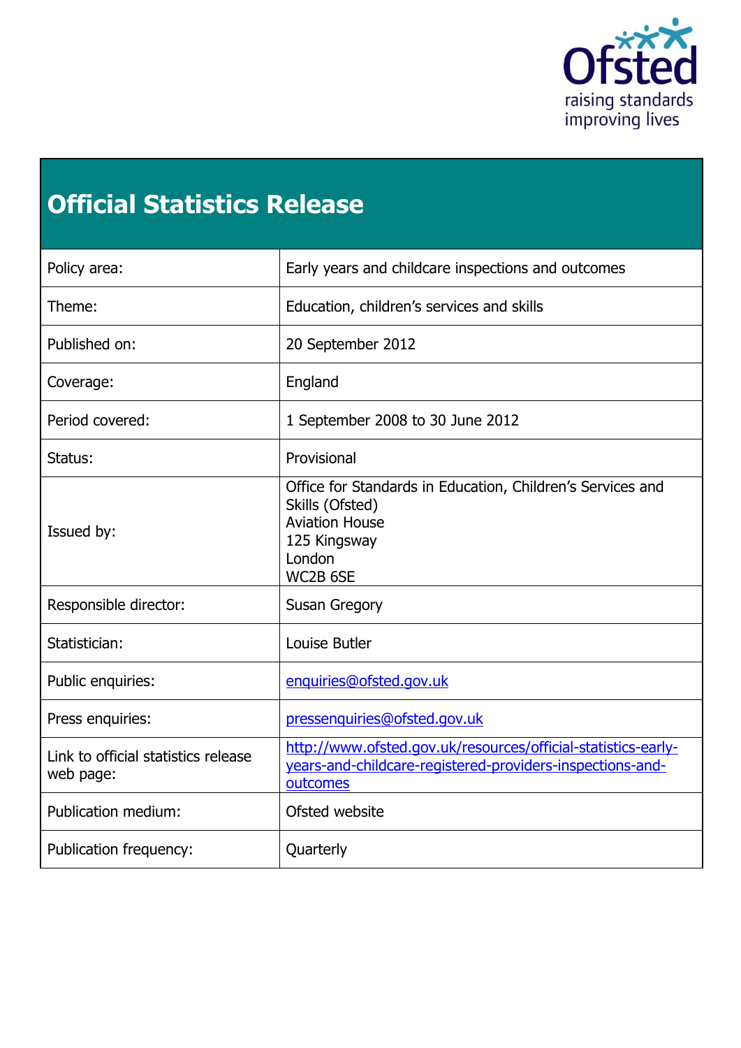Ofsted

raising standards
improving lives

# Official Statistics Release

| | |
|---|---|
| Policy area: | Early years and childcare inspections and outcomes |
| Theme: | Education, children's services and skills |
| Published on: | 20 September 2012 |
| Coverage: | England |
| Period covered: | 1 September 2008 to 30 June 2012 |
| Status: | Provisional |
| Issued by: | Office for Standards in Education, Children's Services and Skills (Ofsted)<br>Aviation House<br>125 Kingsway<br>London<br>WC2B 6SE |
| Responsible director: | Susan Gregory |
| Statistician: | Louise Butler |
| Public enquiries: | enquiries@ofsted.gov.uk |
| Press enquiries: | pressenquiries@ofsted.gov.uk |
| Link to official statistics release web page: | http://www.ofsted.gov.uk/resources/official-statistics-early-years-and-childcare-registered-providers-inspections-and-outcomes |
| Publication medium: | Ofsted website |
| Publication frequency: | Quarterly |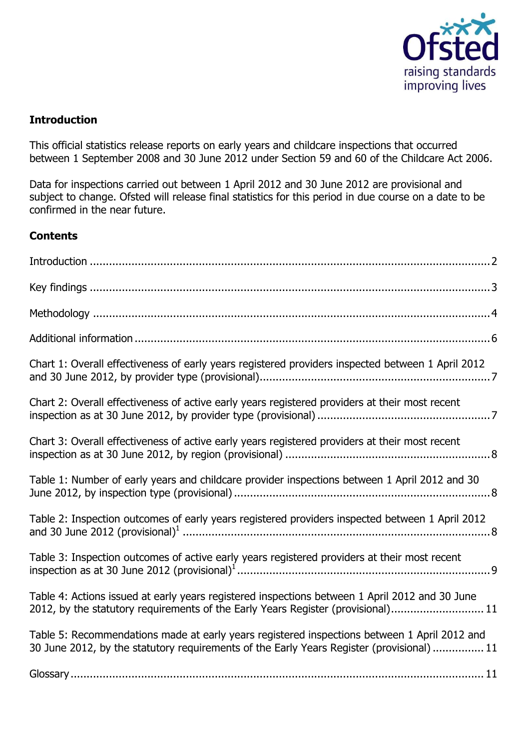## Introduction

This official statistics release reports on early years and childcare inspections that occurred between 1 September 2008 and 30 June 2012 under Section 59 and 60 of the Childcare Act 2006.

Data for inspections carried out between 1 April 2012 and 30 June 2012 are provisional and subject to change. Ofsted will release final statistics for this period in due course on a date to be confirmed in the near future.

## Contents

Introduction .......... 2

Key findings .......... 3

Methodology .......... 4

Additional information .......... 6

Chart 1: Overall effectiveness of early years registered providers inspected between 1 April 2012 and 30 June 2012, by provider type (provisional) .......... 7

Chart 2: Overall effectiveness of active early years registered providers at their most recent inspection as at 30 June 2012, by provider type (provisional) .......... 7

Chart 3: Overall effectiveness of active early years registered providers at their most recent inspection as at 30 June 2012, by region (provisional) .......... 8

Table 1: Number of early years and childcare provider inspections between 1 April 2012 and 30 June 2012, by inspection type (provisional) .......... 8

Table 2: Inspection outcomes of early years registered providers inspected between 1 April 2012 and 30 June 2012 (provisional)[1] .......... 8

Table 3: Inspection outcomes of active early years registered providers at their most recent inspection as at 30 June 2012 (provisional)[1] .......... 9

Table 4: Actions issued at early years registered inspections between 1 April 2012 and 30 June 2012, by the statutory requirements of the Early Years Register (provisional) .......... 11

Table 5: Recommendations made at early years registered inspections between 1 April 2012 and 30 June 2012, by the statutory requirements of the Early Years Register (provisional) .......... 11

Glossary .......... 11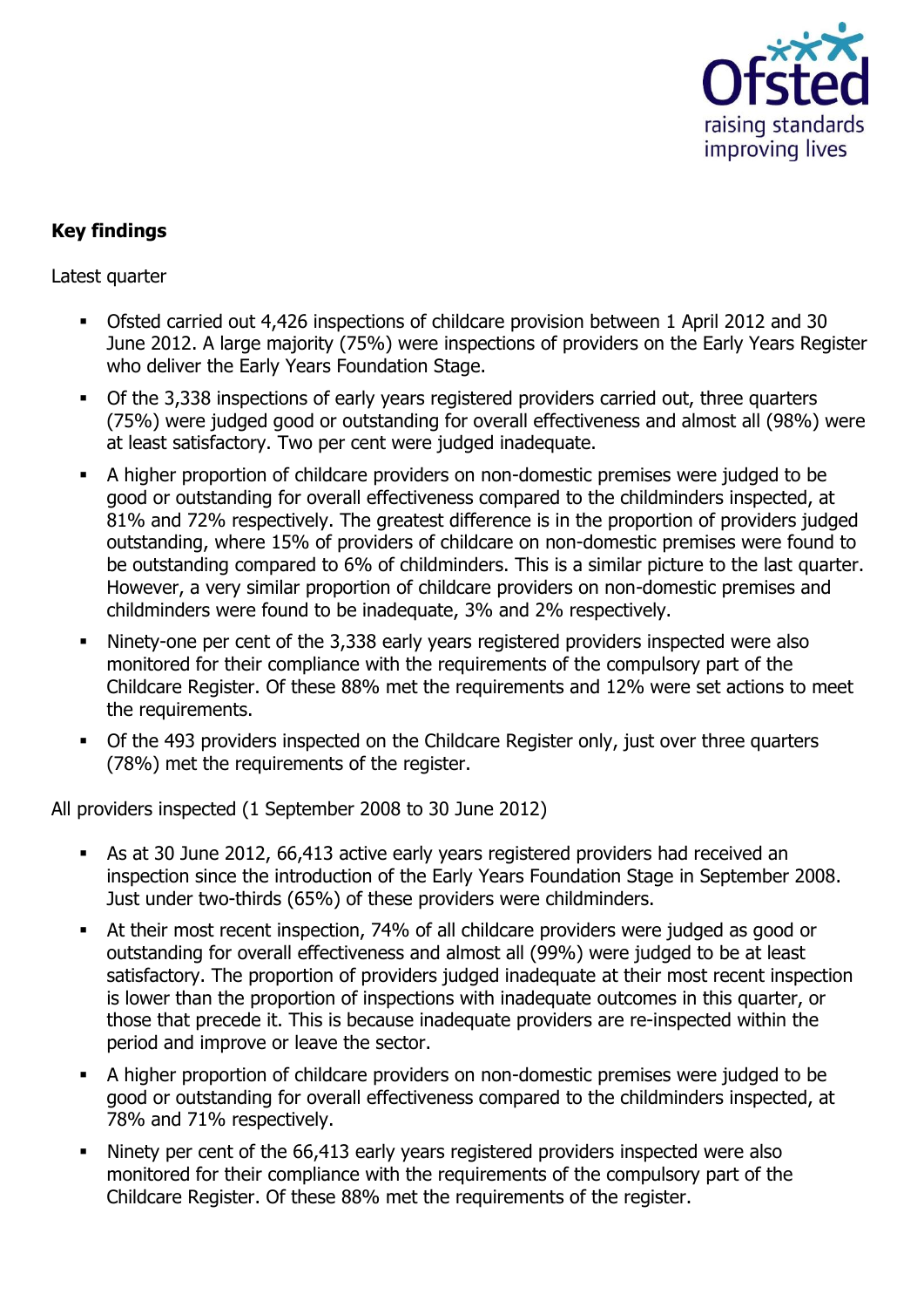## Key findings

Latest quarter

- Ofsted carried out 4,426 inspections of childcare provision between 1 April 2012 and 30 June 2012. A large majority (75%) were inspections of providers on the Early Years Register who deliver the Early Years Foundation Stage.
- Of the 3,338 inspections of early years registered providers carried out, three quarters (75%) were judged good or outstanding for overall effectiveness and almost all (98%) were at least satisfactory. Two per cent were judged inadequate.
- A higher proportion of childcare providers on non-domestic premises were judged to be good or outstanding for overall effectiveness compared to the childminders inspected, at 81% and 72% respectively. The greatest difference is in the proportion of providers judged outstanding, where 15% of providers of childcare on non-domestic premises were found to be outstanding compared to 6% of childminders. This is a similar picture to the last quarter. However, a very similar proportion of childcare providers on non-domestic premises and childminders were found to be inadequate, 3% and 2% respectively.
- Ninety-one per cent of the 3,338 early years registered providers inspected were also monitored for their compliance with the requirements of the compulsory part of the Childcare Register. Of these 88% met the requirements and 12% were set actions to meet the requirements.
- Of the 493 providers inspected on the Childcare Register only, just over three quarters (78%) met the requirements of the register.

All providers inspected (1 September 2008 to 30 June 2012)

- As at 30 June 2012, 66,413 active early years registered providers had received an inspection since the introduction of the Early Years Foundation Stage in September 2008. Just under two-thirds (65%) of these providers were childminders.
- At their most recent inspection, 74% of all childcare providers were judged as good or outstanding for overall effectiveness and almost all (99%) were judged to be at least satisfactory. The proportion of providers judged inadequate at their most recent inspection is lower than the proportion of inspections with inadequate outcomes in this quarter, or those that precede it. This is because inadequate providers are re-inspected within the period and improve or leave the sector.
- A higher proportion of childcare providers on non-domestic premises were judged to be good or outstanding for overall effectiveness compared to the childminders inspected, at 78% and 71% respectively.
- Ninety per cent of the 66,413 early years registered providers inspected were also monitored for their compliance with the requirements of the compulsory part of the Childcare Register. Of these 88% met the requirements of the register.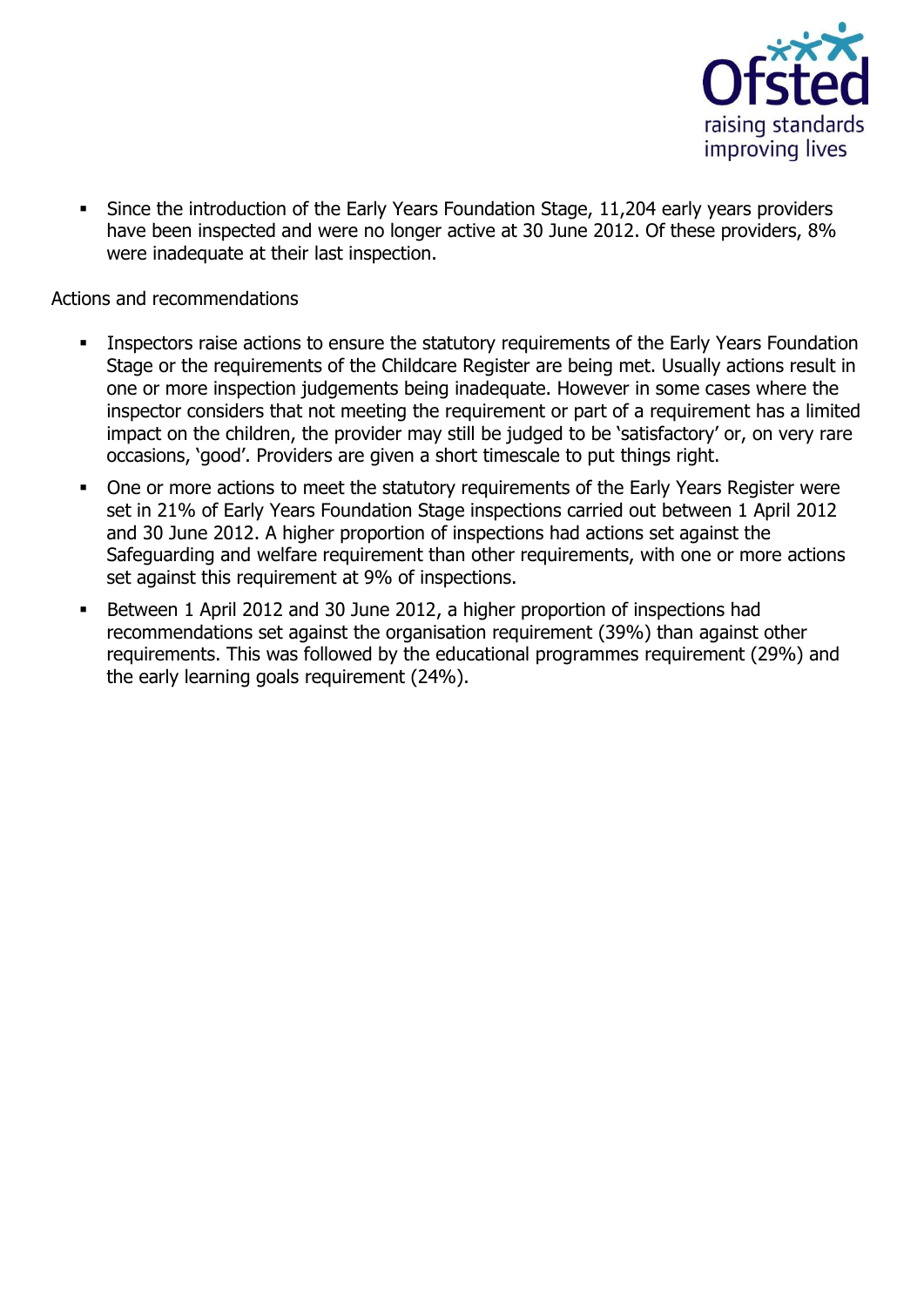- Since the introduction of the Early Years Foundation Stage, 11,204 early years providers have been inspected and were no longer active at 30 June 2012. Of these providers, 8% were inadequate at their last inspection.

Actions and recommendations

- Inspectors raise actions to ensure the statutory requirements of the Early Years Foundation Stage or the requirements of the Childcare Register are being met. Usually actions result in one or more inspection judgements being inadequate. However in some cases where the inspector considers that not meeting the requirement or part of a requirement has a limited impact on the children, the provider may still be judged to be 'satisfactory' or, on very rare occasions, 'good'. Providers are given a short timescale to put things right.
- One or more actions to meet the statutory requirements of the Early Years Register were set in 21% of Early Years Foundation Stage inspections carried out between 1 April 2012 and 30 June 2012. A higher proportion of inspections had actions set against the Safeguarding and welfare requirement than other requirements, with one or more actions set against this requirement at 9% of inspections.
- Between 1 April 2012 and 30 June 2012, a higher proportion of inspections had recommendations set against the organisation requirement (39%) than against other requirements. This was followed by the educational programmes requirement (29%) and the early learning goals requirement (24%).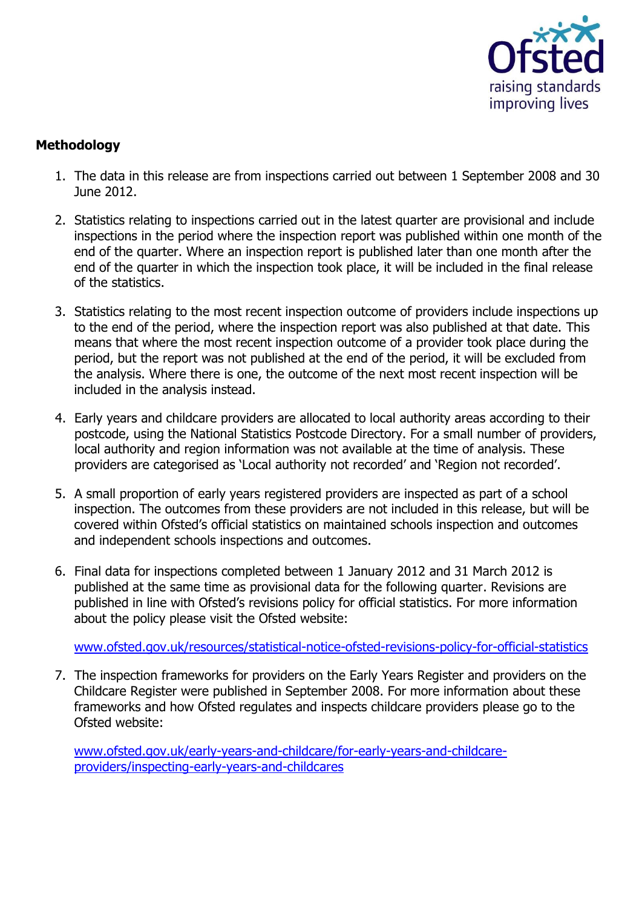**Methodology**

1. The data in this release are from inspections carried out between 1 September 2008 and 30 June 2012.

2. Statistics relating to inspections carried out in the latest quarter are provisional and include inspections in the period where the inspection report was published within one month of the end of the quarter. Where an inspection report is published later than one month after the end of the quarter in which the inspection took place, it will be included in the final release of the statistics.

3. Statistics relating to the most recent inspection outcome of providers include inspections up to the end of the period, where the inspection report was also published at that date. This means that where the most recent inspection outcome of a provider took place during the period, but the report was not published at the end of the period, it will be excluded from the analysis. Where there is one, the outcome of the next most recent inspection will be included in the analysis instead.

4. Early years and childcare providers are allocated to local authority areas according to their postcode, using the National Statistics Postcode Directory. For a small number of providers, local authority and region information was not available at the time of analysis. These providers are categorised as 'Local authority not recorded' and 'Region not recorded'.

5. A small proportion of early years registered providers are inspected as part of a school inspection. The outcomes from these providers are not included in this release, but will be covered within Ofsted's official statistics on maintained schools inspection and outcomes and independent schools inspections and outcomes.

6. Final data for inspections completed between 1 January 2012 and 31 March 2012 is published at the same time as provisional data for the following quarter. Revisions are published in line with Ofsted's revisions policy for official statistics. For more information about the policy please visit the Ofsted website:

   www.ofsted.gov.uk/resources/statistical-notice-ofsted-revisions-policy-for-official-statistics

7. The inspection frameworks for providers on the Early Years Register and providers on the Childcare Register were published in September 2008. For more information about these frameworks and how Ofsted regulates and inspects childcare providers please go to the Ofsted website:

   www.ofsted.gov.uk/early-years-and-childcare/for-early-years-and-childcare-providers/inspecting-early-years-and-childcares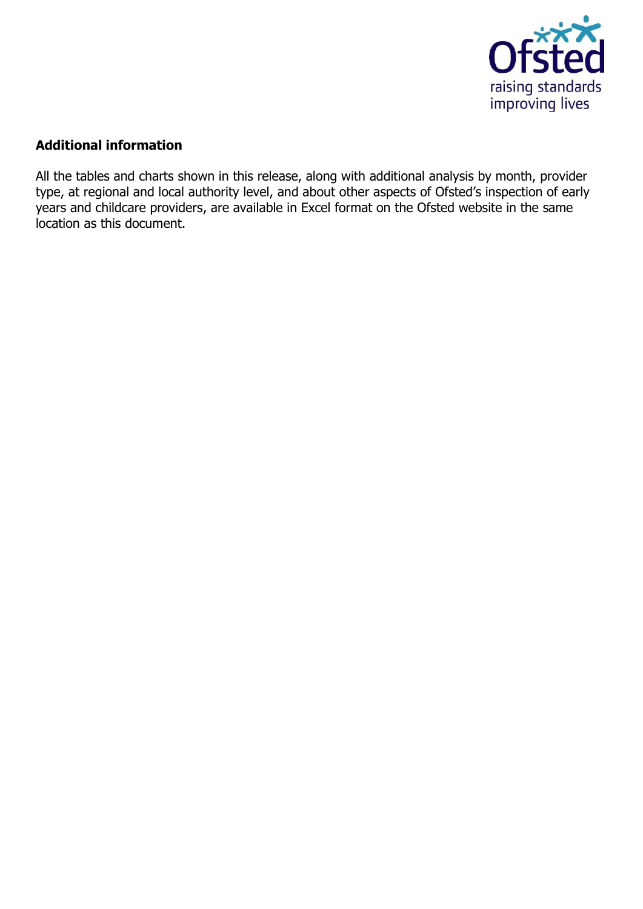**Additional information**

All the tables and charts shown in this release, along with additional analysis by month, provider type, at regional and local authority level, and about other aspects of Ofsted's inspection of early years and childcare providers, are available in Excel format on the Ofsted website in the same location as this document.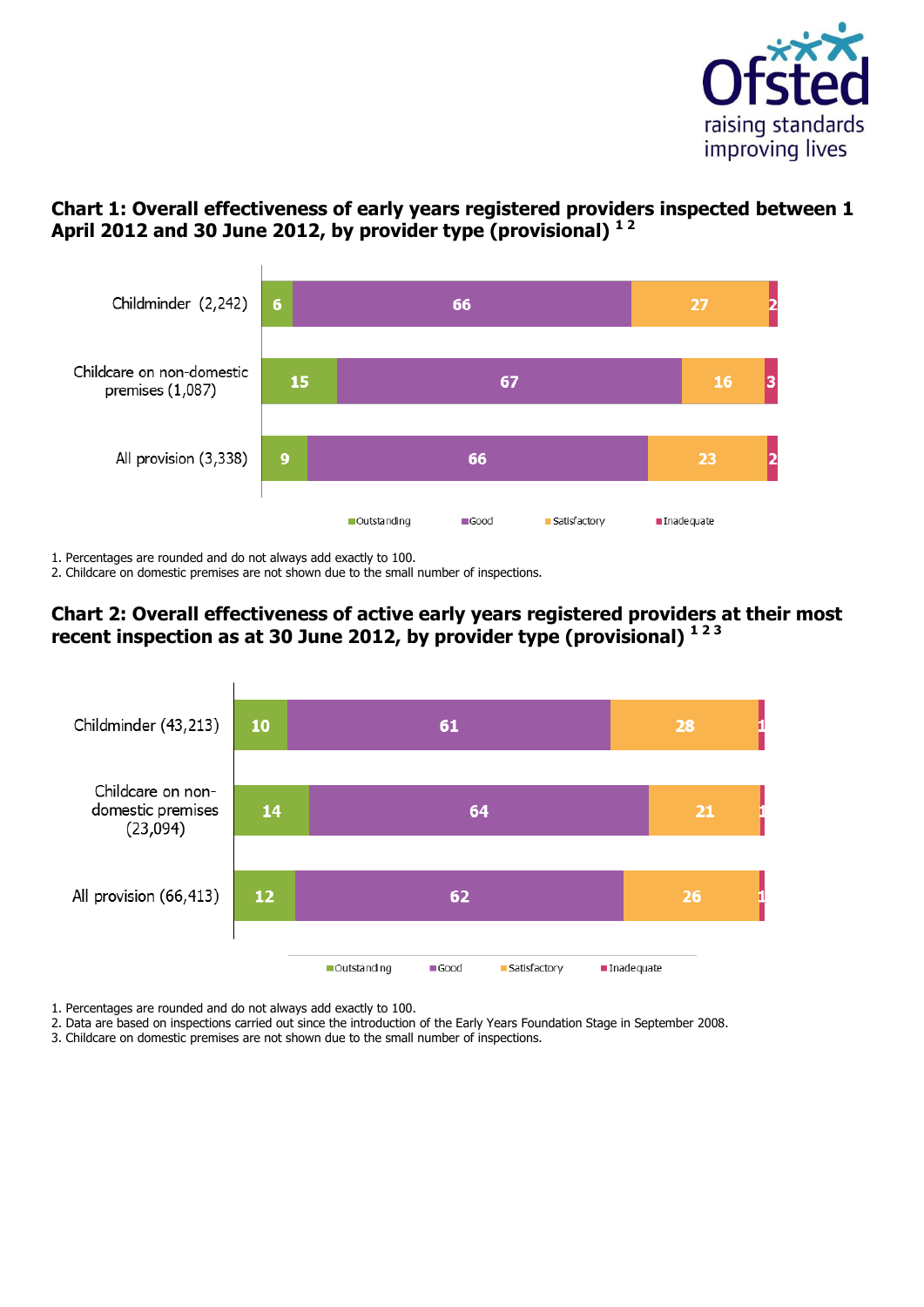## Chart 1: Overall effectiveness of early years registered providers inspected between 1 April 2012 and 30 June 2012, by provider type (provisional) [1 2]

| Provider type | Outstanding | Good | Satisfactory | Inadequate |
|---|---|---|---|---|
| Childminder (2,242) | 6 | 66 | 27 | 2 |
| Childcare on non-domestic premises (1,087) | 15 | 67 | 16 | 3 |
| All provision (3,338) | 9 | 66 | 23 | 2 |

1. Percentages are rounded and do not always add exactly to 100.
2. Childcare on domestic premises are not shown due to the small number of inspections.

## Chart 2: Overall effectiveness of active early years registered providers at their most recent inspection as at 30 June 2012, by provider type (provisional) [1 2 3]

| Provider type | Outstanding | Good | Satisfactory | Inadequate |
|---|---|---|---|---|
| Childminder (43,213) | 10 | 61 | 28 | 1 |
| Childcare on non-domestic premises (23,094) | 14 | 64 | 21 | 1 |
| All provision (66,413) | 12 | 62 | 26 | 1 |

1. Percentages are rounded and do not always add exactly to 100.
2. Data are based on inspections carried out since the introduction of the Early Years Foundation Stage in September 2008.
3. Childcare on domestic premises are not shown due to the small number of inspections.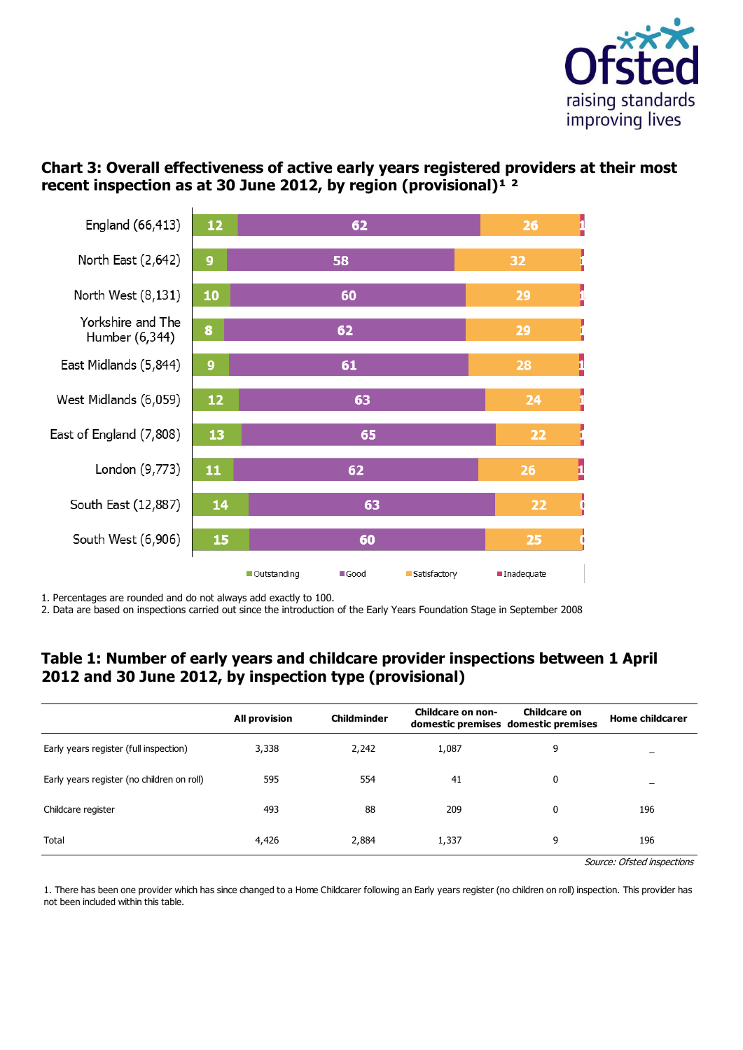## Chart 3: Overall effectiveness of active early years registered providers at their most recent inspection as at 30 June 2012, by region (provisional)[1 2]

| Region | Outstanding | Good | Satisfactory | Inadequate |
|---|---|---|---|---|
| England (66,413) | 12 | 62 | 26 | 1 |
| North East (2,642) | 9 | 58 | 32 | 1 |
| North West (8,131) | 10 | 60 | 29 | 1 |
| Yorkshire and The Humber (6,344) | 8 | 62 | 29 | 1 |
| East Midlands (5,844) | 9 | 61 | 28 | 1 |
| West Midlands (6,059) | 12 | 63 | 24 | 1 |
| East of England (7,808) | 13 | 65 | 22 | 1 |
| London (9,773) | 11 | 62 | 26 | 1 |
| South East (12,887) | 14 | 63 | 22 | 0 |
| South West (6,906) | 15 | 60 | 25 | 0 |

1. Percentages are rounded and do not always add exactly to 100.
2. Data are based on inspections carried out since the introduction of the Early Years Foundation Stage in September 2008

## Table 1: Number of early years and childcare provider inspections between 1 April 2012 and 30 June 2012, by inspection type (provisional)

| | All provision | Childminder | Childcare on non-domestic premises | Childcare on domestic premises | Home childcarer |
|---|---|---|---|---|---|
| Early years register (full inspection) | 3,338 | 2,242 | 1,087 | 9 | _ |
| Early years register (no children on roll) | 595 | 554 | 41 | 0 | _ |
| Childcare register | 493 | 88 | 209 | 0 | 196 |
| Total | 4,426 | 2,884 | 1,337 | 9 | 196 |

*Source: Ofsted inspections*

1. There has been one provider which has since changed to a Home Childcarer following an Early years register (no children on roll) inspection. This provider has not been included within this table.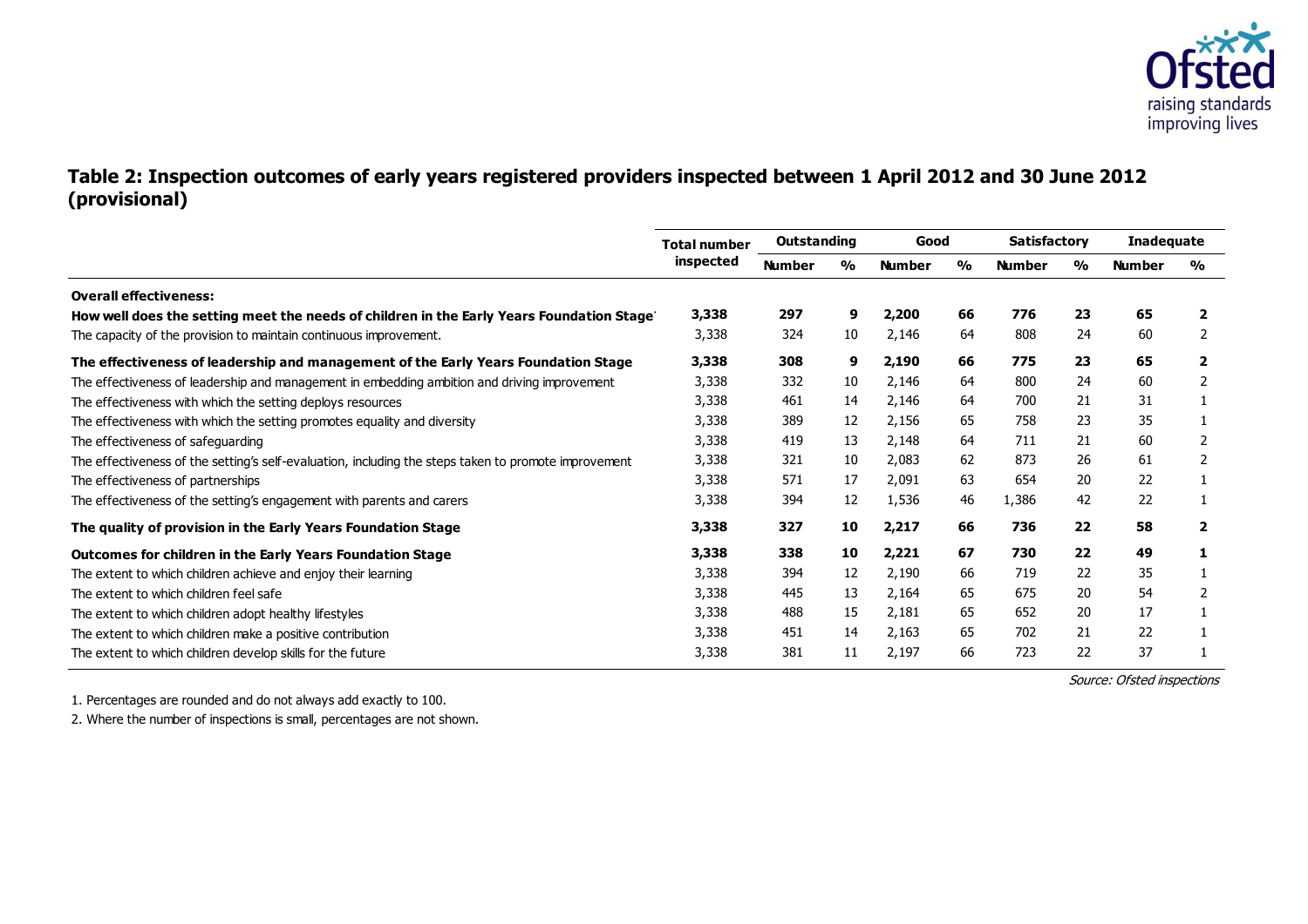## Table 2: Inspection outcomes of early years registered providers inspected between 1 April 2012 and 30 June 2012 (provisional)

| | Total number inspected | Outstanding | | Good | | Satisfactory | | Inadequate | |
|---|---|---|---|---|---|---|---|---|---|
| | | Number | % | Number | % | Number | % | Number | % |
| **Overall effectiveness:** | | | | | | | | | |
| **How well does the setting meet the needs of children in the Early Years Foundation Stage** | **3,338** | **297** | **9** | **2,200** | **66** | **776** | **23** | **65** | **2** |
| The capacity of the provision to maintain continuous improvement. | 3,338 | 324 | 10 | 2,146 | 64 | 808 | 24 | 60 | 2 |
| **The effectiveness of leadership and management of the Early Years Foundation Stage** | **3,338** | **308** | **9** | **2,190** | **66** | **775** | **23** | **65** | **2** |
| The effectiveness of leadership and management in embedding ambition and driving improvement | 3,338 | 332 | 10 | 2,146 | 64 | 800 | 24 | 60 | 2 |
| The effectiveness with which the setting deploys resources | 3,338 | 461 | 14 | 2,146 | 64 | 700 | 21 | 31 | 1 |
| The effectiveness with which the setting promotes equality and diversity | 3,338 | 389 | 12 | 2,156 | 65 | 758 | 23 | 35 | 1 |
| The effectiveness of safeguarding | 3,338 | 419 | 13 | 2,148 | 64 | 711 | 21 | 60 | 2 |
| The effectiveness of the setting's self-evaluation, including the steps taken to promote improvement | 3,338 | 321 | 10 | 2,083 | 62 | 873 | 26 | 61 | 2 |
| The effectiveness of partnerships | 3,338 | 571 | 17 | 2,091 | 63 | 654 | 20 | 22 | 1 |
| The effectiveness of the setting's engagement with parents and carers | 3,338 | 394 | 12 | 1,536 | 46 | 1,386 | 42 | 22 | 1 |
| **The quality of provision in the Early Years Foundation Stage** | **3,338** | **327** | **10** | **2,217** | **66** | **736** | **22** | **58** | **2** |
| **Outcomes for children in the Early Years Foundation Stage** | **3,338** | **338** | **10** | **2,221** | **67** | **730** | **22** | **49** | **1** |
| The extent to which children achieve and enjoy their learning | 3,338 | 394 | 12 | 2,190 | 66 | 719 | 22 | 35 | 1 |
| The extent to which children feel safe | 3,338 | 445 | 13 | 2,164 | 65 | 675 | 20 | 54 | 2 |
| The extent to which children adopt healthy lifestyles | 3,338 | 488 | 15 | 2,181 | 65 | 652 | 20 | 17 | 1 |
| The extent to which children make a positive contribution | 3,338 | 451 | 14 | 2,163 | 65 | 702 | 21 | 22 | 1 |
| The extent to which children develop skills for the future | 3,338 | 381 | 11 | 2,197 | 66 | 723 | 22 | 37 | 1 |

*Source: Ofsted inspections*

1. Percentages are rounded and do not always add exactly to 100.
2. Where the number of inspections is small, percentages are not shown.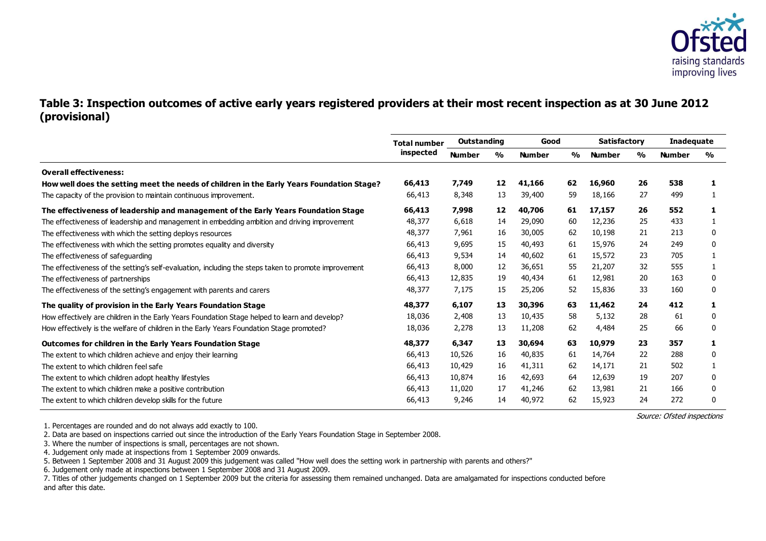## Table 3: Inspection outcomes of active early years registered providers at their most recent inspection as at 30 June 2012 (provisional)

| | Total number inspected | Outstanding | | Good | | Satisfactory | | Inadequate | |
|---|---|---|---|---|---|---|---|---|---|
| | | Number | % | Number | % | Number | % | Number | % |
| **Overall effectiveness:** | | | | | | | | | |
| **How well does the setting meet the needs of children in the Early Years Foundation Stage?** | **66,413** | **7,749** | **12** | **41,166** | **62** | **16,960** | **26** | **538** | **1** |
| The capacity of the provision to maintain continuous improvement. | 66,413 | 8,348 | 13 | 39,400 | 59 | 18,166 | 27 | 499 | 1 |
| **The effectiveness of leadership and management of the Early Years Foundation Stage** | **66,413** | **7,998** | **12** | **40,706** | **61** | **17,157** | **26** | **552** | **1** |
| The effectiveness of leadership and management in embedding ambition and driving improvement | 48,377 | 6,618 | 14 | 29,090 | 60 | 12,236 | 25 | 433 | 1 |
| The effectiveness with which the setting deploys resources | 48,377 | 7,961 | 16 | 30,005 | 62 | 10,198 | 21 | 213 | 0 |
| The effectiveness with which the setting promotes equality and diversity | 66,413 | 9,695 | 15 | 40,493 | 61 | 15,976 | 24 | 249 | 0 |
| The effectiveness of safeguarding | 66,413 | 9,534 | 14 | 40,602 | 61 | 15,572 | 23 | 705 | 1 |
| The effectiveness of the setting's self-evaluation, including the steps taken to promote improvement | 66,413 | 8,000 | 12 | 36,651 | 55 | 21,207 | 32 | 555 | 1 |
| The effectiveness of partnerships | 66,413 | 12,835 | 19 | 40,434 | 61 | 12,981 | 20 | 163 | 0 |
| The effectiveness of the setting's engagement with parents and carers | 48,377 | 7,175 | 15 | 25,206 | 52 | 15,836 | 33 | 160 | 0 |
| **The quality of provision in the Early Years Foundation Stage** | **48,377** | **6,107** | **13** | **30,396** | **63** | **11,462** | **24** | **412** | **1** |
| How effectively are children in the Early Years Foundation Stage helped to learn and develop? | 18,036 | 2,408 | 13 | 10,435 | 58 | 5,132 | 28 | 61 | 0 |
| How effectively is the welfare of children in the Early Years Foundation Stage promoted? | 18,036 | 2,278 | 13 | 11,208 | 62 | 4,484 | 25 | 66 | 0 |
| **Outcomes for children in the Early Years Foundation Stage** | **48,377** | **6,347** | **13** | **30,694** | **63** | **10,979** | **23** | **357** | **1** |
| The extent to which children achieve and enjoy their learning | 66,413 | 10,526 | 16 | 40,835 | 61 | 14,764 | 22 | 288 | 0 |
| The extent to which children feel safe | 66,413 | 10,429 | 16 | 41,311 | 62 | 14,171 | 21 | 502 | 1 |
| The extent to which children adopt healthy lifestyles | 66,413 | 10,874 | 16 | 42,693 | 64 | 12,639 | 19 | 207 | 0 |
| The extent to which children make a positive contribution | 66,413 | 11,020 | 17 | 41,246 | 62 | 13,981 | 21 | 166 | 0 |
| The extent to which children develop skills for the future | 66,413 | 9,246 | 14 | 40,972 | 62 | 15,923 | 24 | 272 | 0 |

*Source: Ofsted inspections*

1. Percentages are rounded and do not always add exactly to 100.
2. Data are based on inspections carried out since the introduction of the Early Years Foundation Stage in September 2008.
3. Where the number of inspections is small, percentages are not shown.
4. Judgement only made at inspections from 1 September 2009 onwards.
5. Between 1 September 2008 and 31 August 2009 this judgement was called "How well does the setting work in partnership with parents and others?"
6. Judgement only made at inspections between 1 September 2008 and 31 August 2009.
7. Titles of other judgements changed on 1 September 2009 but the criteria for assessing them remained unchanged. Data are amalgamated for inspections conducted before and after this date.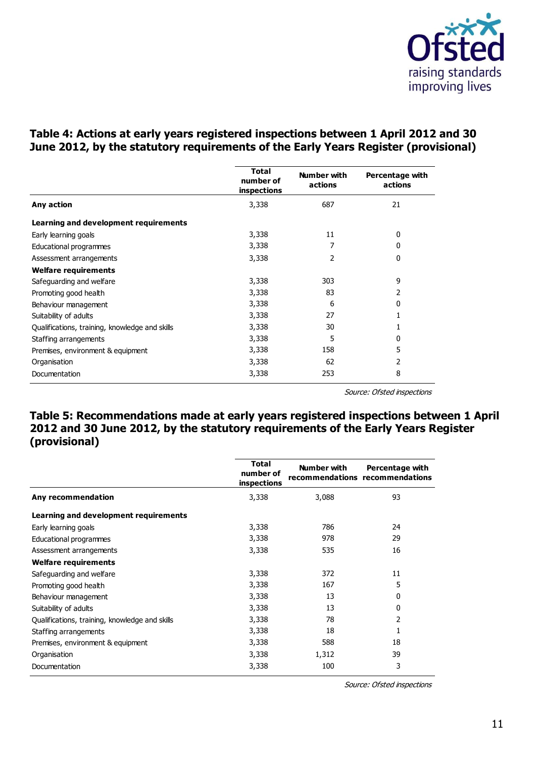## Table 4: Actions at early years registered inspections between 1 April 2012 and 30 June 2012, by the statutory requirements of the Early Years Register (provisional)

| | Total number of inspections | Number with actions | Percentage with actions |
|---|---|---|---|
| **Any action** | 3,338 | 687 | 21 |
| **Learning and development requirements** | | | |
| Early learning goals | 3,338 | 11 | 0 |
| Educational programmes | 3,338 | 7 | 0 |
| Assessment arrangements | 3,338 | 2 | 0 |
| **Welfare requirements** | | | |
| Safeguarding and welfare | 3,338 | 303 | 9 |
| Promoting good health | 3,338 | 83 | 2 |
| Behaviour management | 3,338 | 6 | 0 |
| Suitability of adults | 3,338 | 27 | 1 |
| Qualifications, training, knowledge and skills | 3,338 | 30 | 1 |
| Staffing arrangements | 3,338 | 5 | 0 |
| Premises, environment & equipment | 3,338 | 158 | 5 |
| Organisation | 3,338 | 62 | 2 |
| Documentation | 3,338 | 253 | 8 |

*Source: Ofsted inspections*

## Table 5: Recommendations made at early years registered inspections between 1 April 2012 and 30 June 2012, by the statutory requirements of the Early Years Register (provisional)

| | Total number of inspections | Number with recommendations | Percentage with recommendations |
|---|---|---|---|
| **Any recommendation** | 3,338 | 3,088 | 93 |
| **Learning and development requirements** | | | |
| Early learning goals | 3,338 | 786 | 24 |
| Educational programmes | 3,338 | 978 | 29 |
| Assessment arrangements | 3,338 | 535 | 16 |
| **Welfare requirements** | | | |
| Safeguarding and welfare | 3,338 | 372 | 11 |
| Promoting good health | 3,338 | 167 | 5 |
| Behaviour management | 3,338 | 13 | 0 |
| Suitability of adults | 3,338 | 13 | 0 |
| Qualifications, training, knowledge and skills | 3,338 | 78 | 2 |
| Staffing arrangements | 3,338 | 18 | 1 |
| Premises, environment & equipment | 3,338 | 588 | 18 |
| Organisation | 3,338 | 1,312 | 39 |
| Documentation | 3,338 | 100 | 3 |

*Source: Ofsted inspections*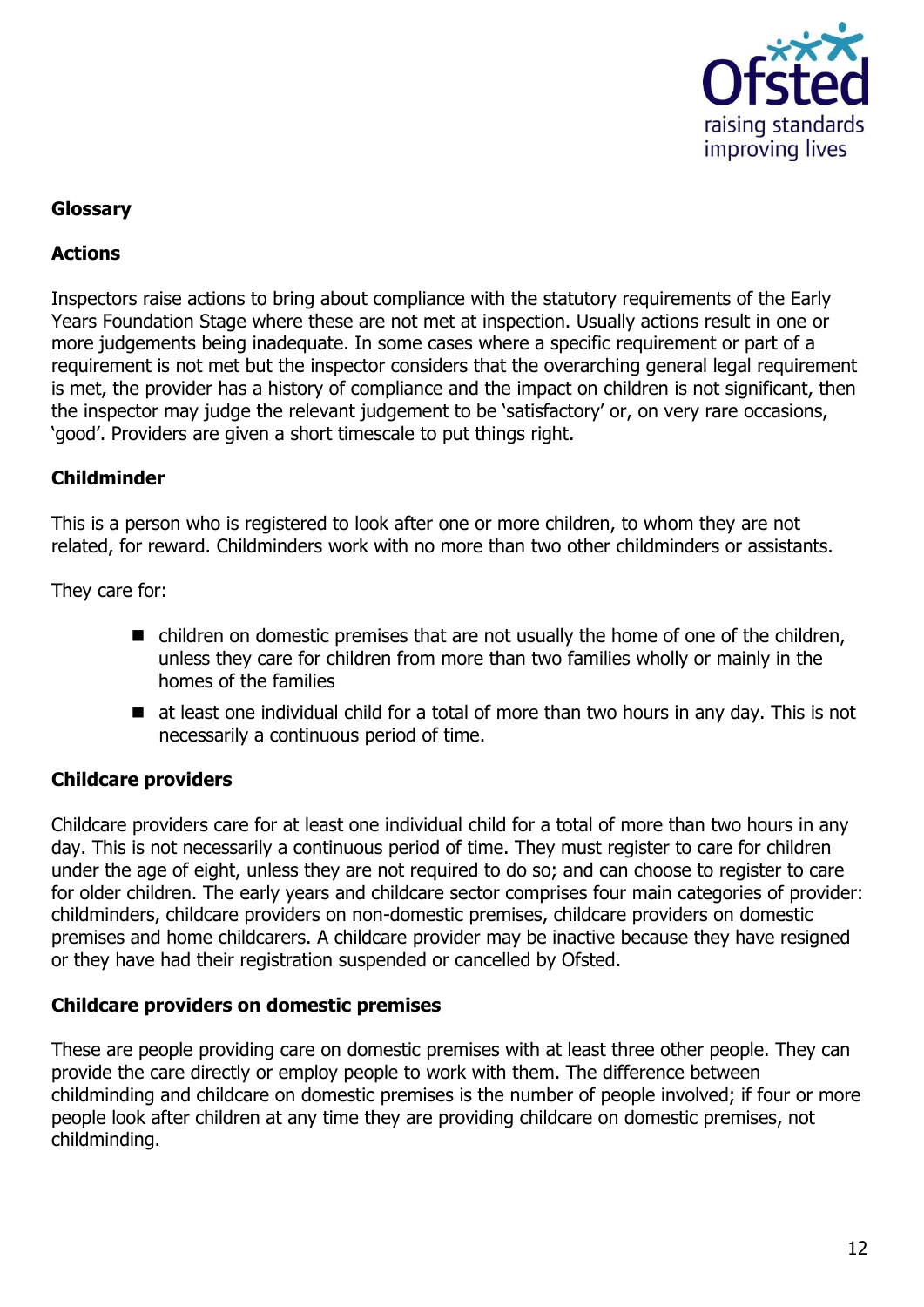## Glossary

### Actions

Inspectors raise actions to bring about compliance with the statutory requirements of the Early Years Foundation Stage where these are not met at inspection. Usually actions result in one or more judgements being inadequate. In some cases where a specific requirement or part of a requirement is not met but the inspector considers that the overarching general legal requirement is met, the provider has a history of compliance and the impact on children is not significant, then the inspector may judge the relevant judgement to be 'satisfactory' or, on very rare occasions, 'good'. Providers are given a short timescale to put things right.

### Childminder

This is a person who is registered to look after one or more children, to whom they are not related, for reward. Childminders work with no more than two other childminders or assistants.

They care for:

- children on domestic premises that are not usually the home of one of the children, unless they care for children from more than two families wholly or mainly in the homes of the families
- at least one individual child for a total of more than two hours in any day. This is not necessarily a continuous period of time.

### Childcare providers

Childcare providers care for at least one individual child for a total of more than two hours in any day. This is not necessarily a continuous period of time. They must register to care for children under the age of eight, unless they are not required to do so; and can choose to register to care for older children. The early years and childcare sector comprises four main categories of provider: childminders, childcare providers on non-domestic premises, childcare providers on domestic premises and home childcarers. A childcare provider may be inactive because they have resigned or they have had their registration suspended or cancelled by Ofsted.

### Childcare providers on domestic premises

These are people providing care on domestic premises with at least three other people. They can provide the care directly or employ people to work with them. The difference between childminding and childcare on domestic premises is the number of people involved; if four or more people look after children at any time they are providing childcare on domestic premises, not childminding.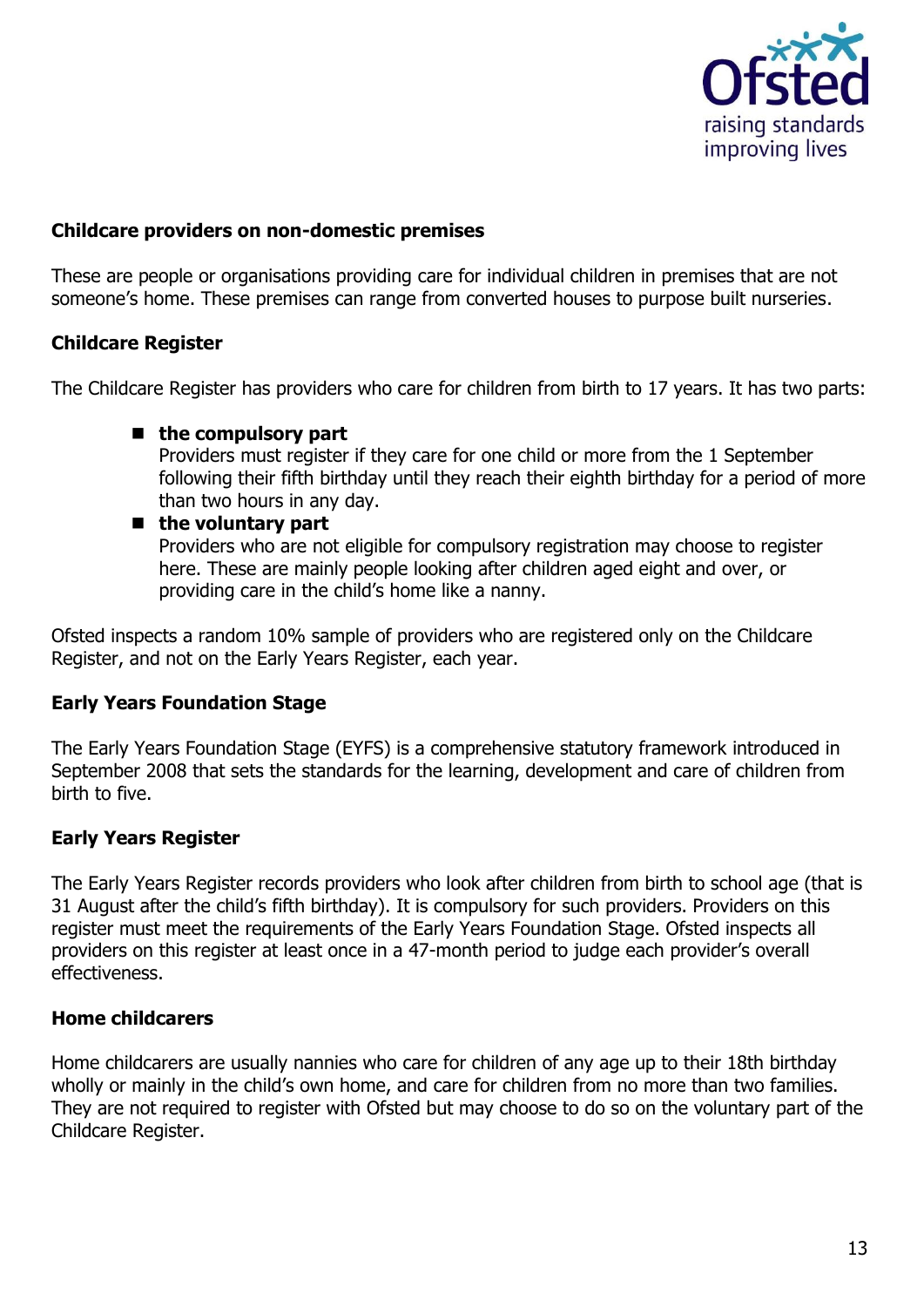**Childcare providers on non-domestic premises**

These are people or organisations providing care for individual children in premises that are not someone's home. These premises can range from converted houses to purpose built nurseries.

**Childcare Register**

The Childcare Register has providers who care for children from birth to 17 years. It has two parts:

- **the compulsory part**
  Providers must register if they care for one child or more from the 1 September following their fifth birthday until they reach their eighth birthday for a period of more than two hours in any day.
- **the voluntary part**
  Providers who are not eligible for compulsory registration may choose to register here. These are mainly people looking after children aged eight and over, or providing care in the child's home like a nanny.

Ofsted inspects a random 10% sample of providers who are registered only on the Childcare Register, and not on the Early Years Register, each year.

**Early Years Foundation Stage**

The Early Years Foundation Stage (EYFS) is a comprehensive statutory framework introduced in September 2008 that sets the standards for the learning, development and care of children from birth to five.

**Early Years Register**

The Early Years Register records providers who look after children from birth to school age (that is 31 August after the child's fifth birthday). It is compulsory for such providers. Providers on this register must meet the requirements of the Early Years Foundation Stage. Ofsted inspects all providers on this register at least once in a 47-month period to judge each provider's overall effectiveness.

**Home childcarers**

Home childcarers are usually nannies who care for children of any age up to their 18th birthday wholly or mainly in the child's own home, and care for children from no more than two families. They are not required to register with Ofsted but may choose to do so on the voluntary part of the Childcare Register.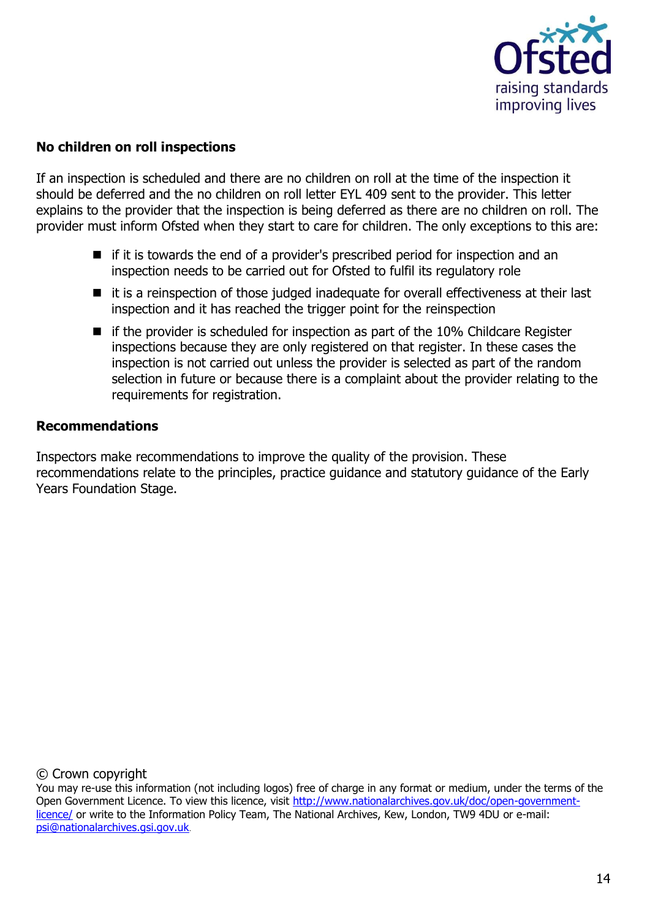**No children on roll inspections**

If an inspection is scheduled and there are no children on roll at the time of the inspection it should be deferred and the no children on roll letter EYL 409 sent to the provider. This letter explains to the provider that the inspection is being deferred as there are no children on roll. The provider must inform Ofsted when they start to care for children. The only exceptions to this are:

- if it is towards the end of a provider's prescribed period for inspection and an inspection needs to be carried out for Ofsted to fulfil its regulatory role
- it is a reinspection of those judged inadequate for overall effectiveness at their last inspection and it has reached the trigger point for the reinspection
- if the provider is scheduled for inspection as part of the 10% Childcare Register inspections because they are only registered on that register. In these cases the inspection is not carried out unless the provider is selected as part of the random selection in future or because there is a complaint about the provider relating to the requirements for registration.

**Recommendations**

Inspectors make recommendations to improve the quality of the provision. These recommendations relate to the principles, practice guidance and statutory guidance of the Early Years Foundation Stage.

© Crown copyright
You may re-use this information (not including logos) free of charge in any format or medium, under the terms of the Open Government Licence. To view this licence, visit http://www.nationalarchives.gov.uk/doc/open-government-licence/ or write to the Information Policy Team, The National Archives, Kew, London, TW9 4DU or e-mail: psi@nationalarchives.gsi.gov.uk.